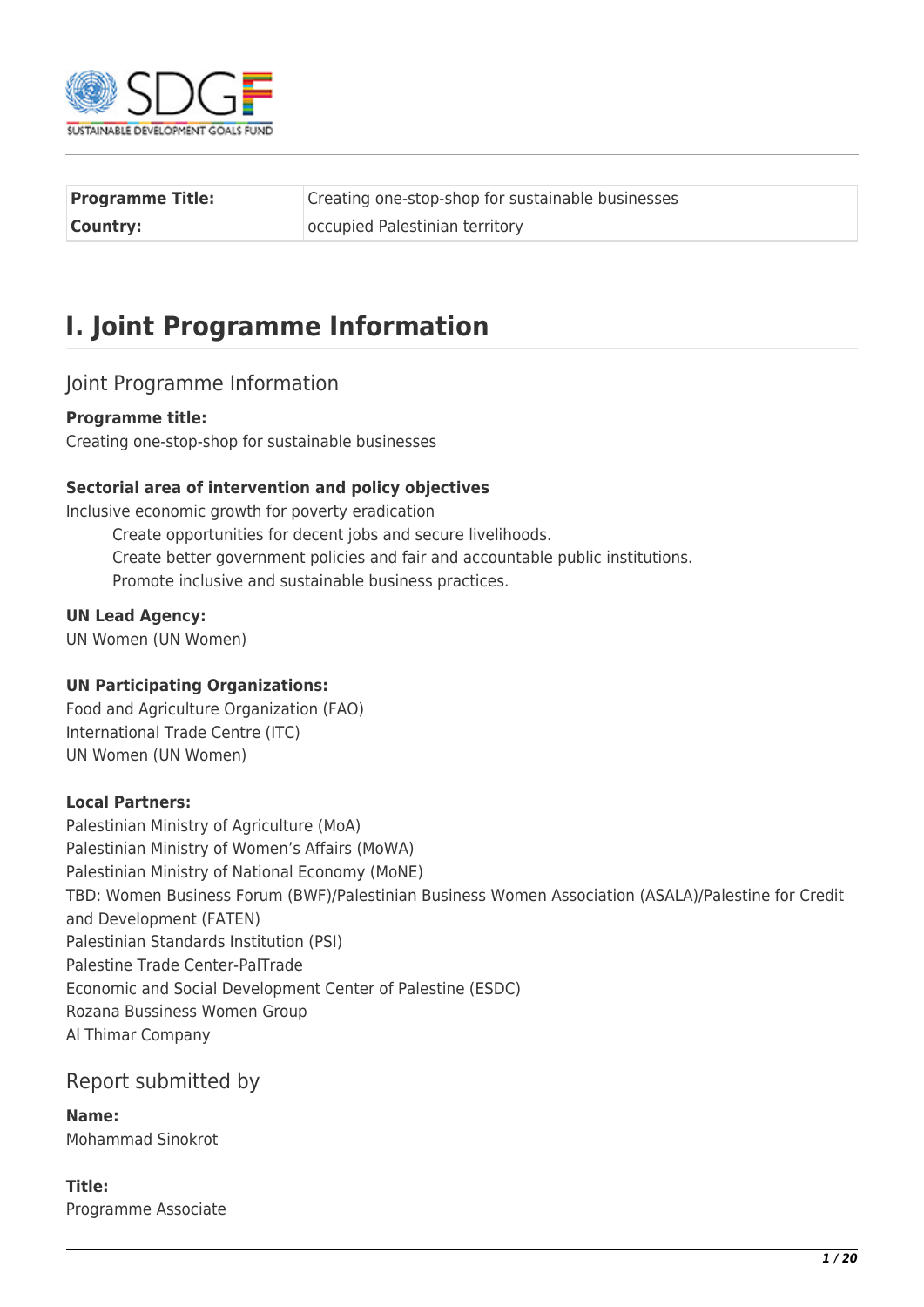| Programme Title: | Creating one-stop-shop for sustainable businesses |
| --- | --- |
| Country: | occupied Palestinian territory |

# I. Joint Programme Information

## Joint Programme Information

**Programme title:**
Creating one-stop-shop for sustainable businesses

**Sectorial area of intervention and policy objectives**
Inclusive economic growth for poverty eradication

- Create opportunities for decent jobs and secure livelihoods.
- Create better government policies and fair and accountable public institutions.
- Promote inclusive and sustainable business practices.

**UN Lead Agency:**
UN Women (UN Women)

**UN Participating Organizations:**
Food and Agriculture Organization (FAO)
International Trade Centre (ITC)
UN Women (UN Women)

**Local Partners:**
Palestinian Ministry of Agriculture (MoA)
Palestinian Ministry of Women's Affairs (MoWA)
Palestinian Ministry of National Economy (MoNE)
TBD: Women Business Forum (BWF)/Palestinian Business Women Association (ASALA)/Palestine for Credit and Development (FATEN)
Palestinian Standards Institution (PSI)
Palestine Trade Center-PalTrade
Economic and Social Development Center of Palestine (ESDC)
Rozana Bussiness Women Group
Al Thimar Company

## Report submitted by

**Name:**
Mohammad Sinokrot

**Title:**
Programme Associate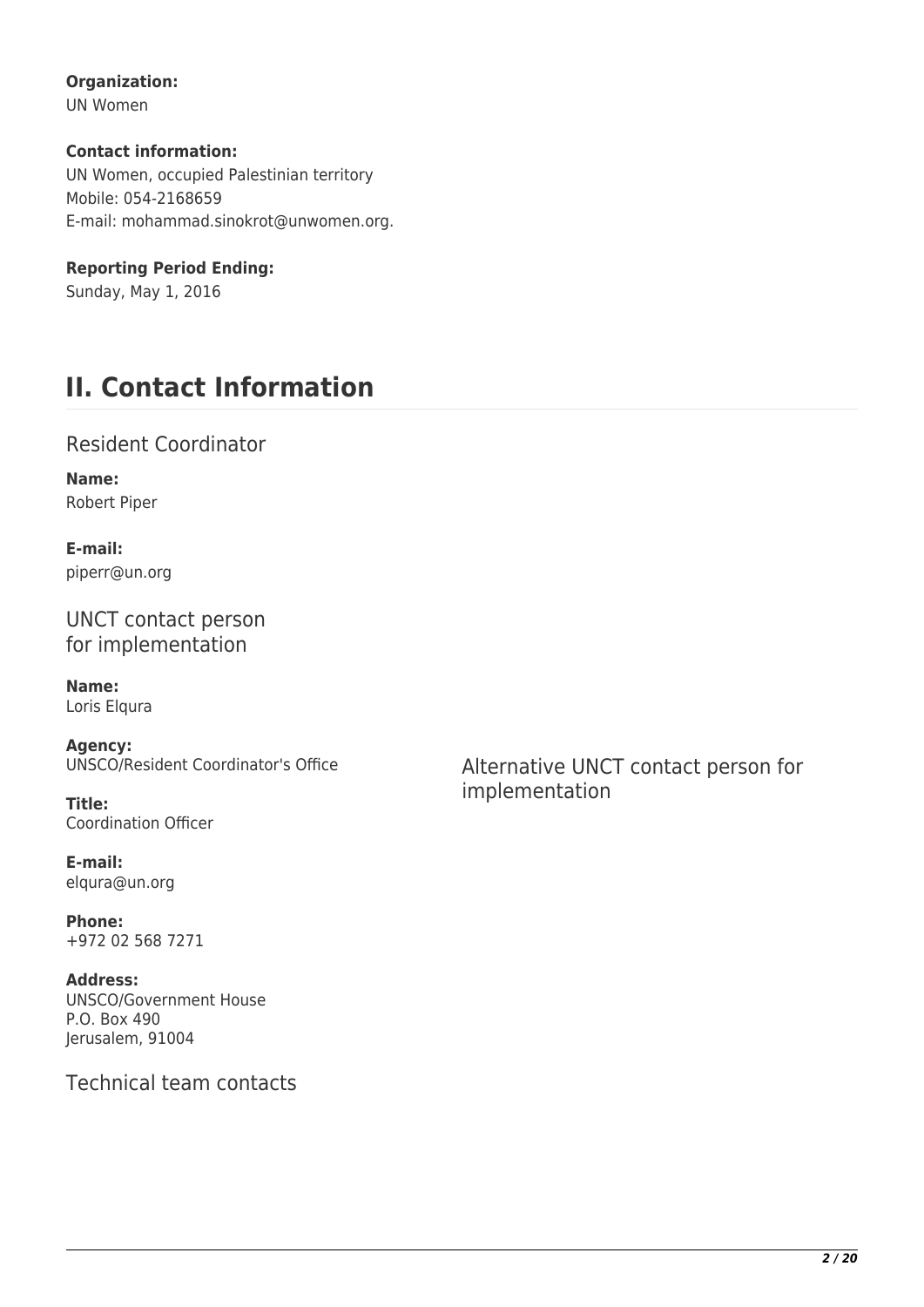**Organization:**
UN Women

**Contact information:**
UN Women, occupied Palestinian territory
Mobile: 054-2168659
E-mail: mohammad.sinokrot@unwomen.org.

**Reporting Period Ending:**
Sunday, May 1, 2016

# II. Contact Information

## Resident Coordinator

**Name:**
Robert Piper

**E-mail:**
piperr@un.org

## UNCT contact person for implementation

**Name:**
Loris Elqura

**Agency:**
UNSCO/Resident Coordinator's Office

**Title:**
Coordination Officer

**E-mail:**
elqura@un.org

**Phone:**
+972 02 568 7271

**Address:**
UNSCO/Government House
P.O. Box 490
Jerusalem, 91004

## Alternative UNCT contact person for implementation

## Technical team contacts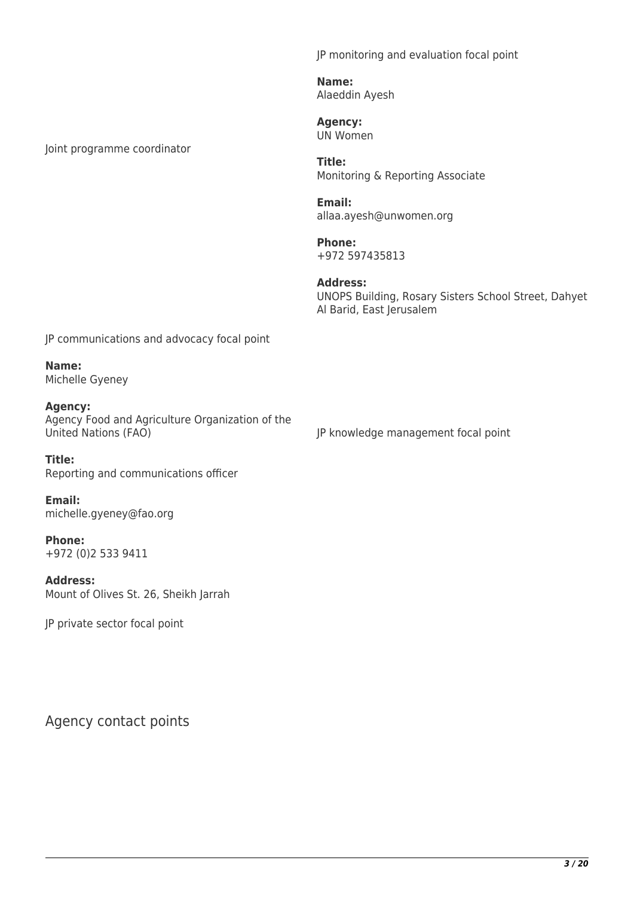Joint programme coordinator

JP monitoring and evaluation focal point

**Name:**
Alaeddin Ayesh

**Agency:**
UN Women

**Title:**
Monitoring & Reporting Associate

**Email:**
allaa.ayesh@unwomen.org

**Phone:**
+972 597435813

**Address:**
UNOPS Building, Rosary Sisters School Street, Dahyet Al Barid, East Jerusalem

JP communications and advocacy focal point

**Name:**
Michelle Gyeney

**Agency:**
Agency Food and Agriculture Organization of the United Nations (FAO)

**Title:**
Reporting and communications officer

**Email:**
michelle.gyeney@fao.org

**Phone:**
+972 (0)2 533 9411

**Address:**
Mount of Olives St. 26, Sheikh Jarrah

JP knowledge management focal point

JP private sector focal point

## Agency contact points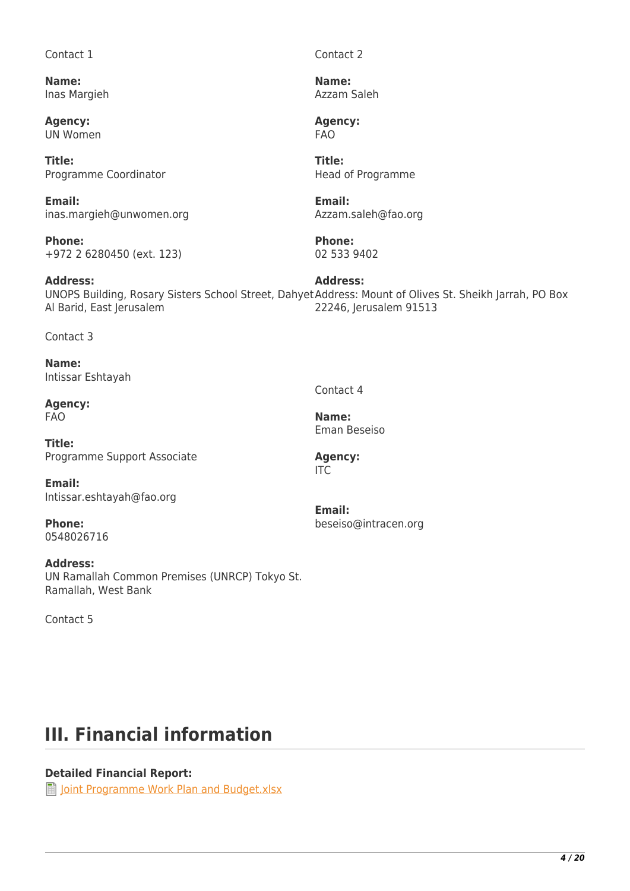Contact 1

**Name:**
Inas Margieh

**Agency:**
UN Women

**Title:**
Programme Coordinator

**Email:**
inas.margieh@unwomen.org

**Phone:**
+972 2 6280450 (ext. 123)

**Address:**
UNOPS Building, Rosary Sisters School Street, Dahyet Al Barid, East Jerusalem

Contact 2

**Name:**
Azzam Saleh

**Agency:**
FAO

**Title:**
Head of Programme

**Email:**
Azzam.saleh@fao.org

**Phone:**
02 533 9402

**Address:**
Address: Mount of Olives St. Sheikh Jarrah, PO Box 22246, Jerusalem 91513

Contact 3

**Name:**
Intissar Eshtayah

**Agency:**
FAO

**Title:**
Programme Support Associate

**Email:**
Intissar.eshtayah@fao.org

**Phone:**
0548026716

**Address:**
UN Ramallah Common Premises (UNRCP) Tokyo St.
Ramallah, West Bank

Contact 4

**Name:**
Eman Beseiso

**Agency:**
ITC

**Email:**
beseiso@intracen.org

Contact 5

# III. Financial information

**Detailed Financial Report:**
Joint Programme Work Plan and Budget.xlsx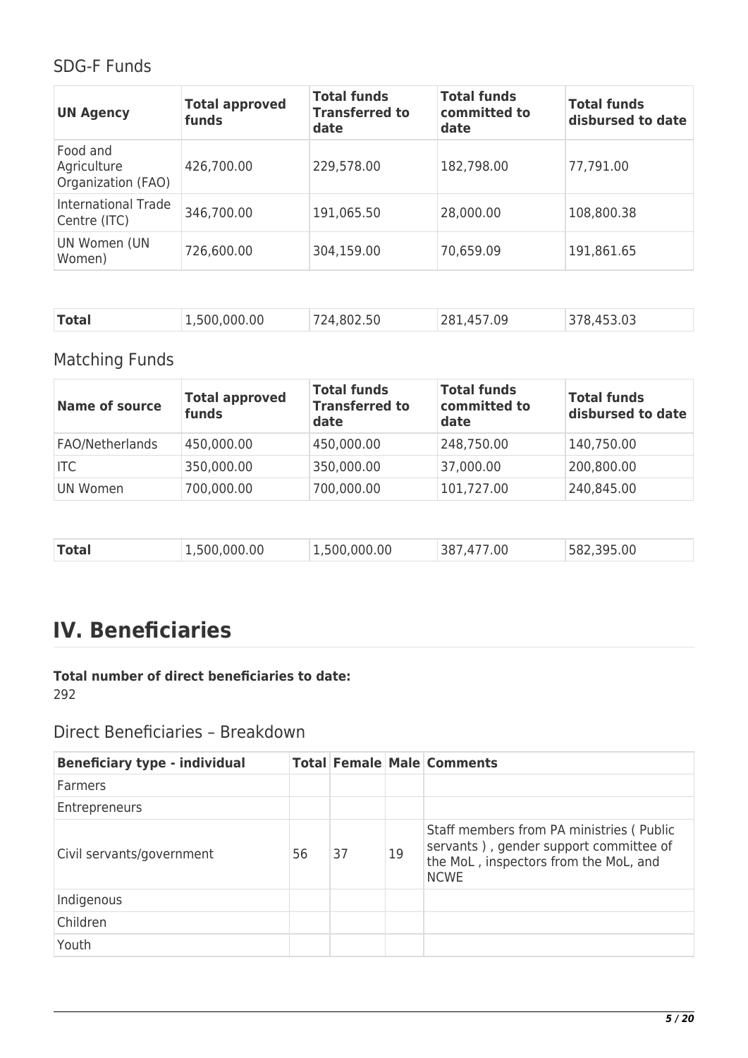## SDG-F Funds

| UN Agency | Total approved funds | Total funds Transferred to date | Total funds committed to date | Total funds disbursed to date |
|---|---|---|---|---|
| Food and Agriculture Organization (FAO) | 426,700.00 | 229,578.00 | 182,798.00 | 77,791.00 |
| International Trade Centre (ITC) | 346,700.00 | 191,065.50 | 28,000.00 | 108,800.38 |
| UN Women (UN Women) | 726,600.00 | 304,159.00 | 70,659.09 | 191,861.65 |
| **Total** | 1,500,000.00 | 724,802.50 | 281,457.09 | 378,453.03 |

## Matching Funds

| Name of source | Total approved funds | Total funds Transferred to date | Total funds committed to date | Total funds disbursed to date |
|---|---|---|---|---|
| FAO/Netherlands | 450,000.00 | 450,000.00 | 248,750.00 | 140,750.00 |
| ITC | 350,000.00 | 350,000.00 | 37,000.00 | 200,800.00 |
| UN Women | 700,000.00 | 700,000.00 | 101,727.00 | 240,845.00 |
| **Total** | 1,500,000.00 | 1,500,000.00 | 387,477.00 | 582,395.00 |

# IV. Beneficiaries

**Total number of direct beneficiaries to date:**
292

## Direct Beneficiaries – Breakdown

| Beneficiary type - individual | Total | Female | Male | Comments |
|---|---|---|---|---|
| Farmers | | | | |
| Entrepreneurs | | | | |
| Civil servants/government | 56 | 37 | 19 | Staff members from PA ministries ( Public servants ) , gender support committee of the MoL , inspectors from the MoL, and NCWE |
| Indigenous | | | | |
| Children | | | | |
| Youth | | | | |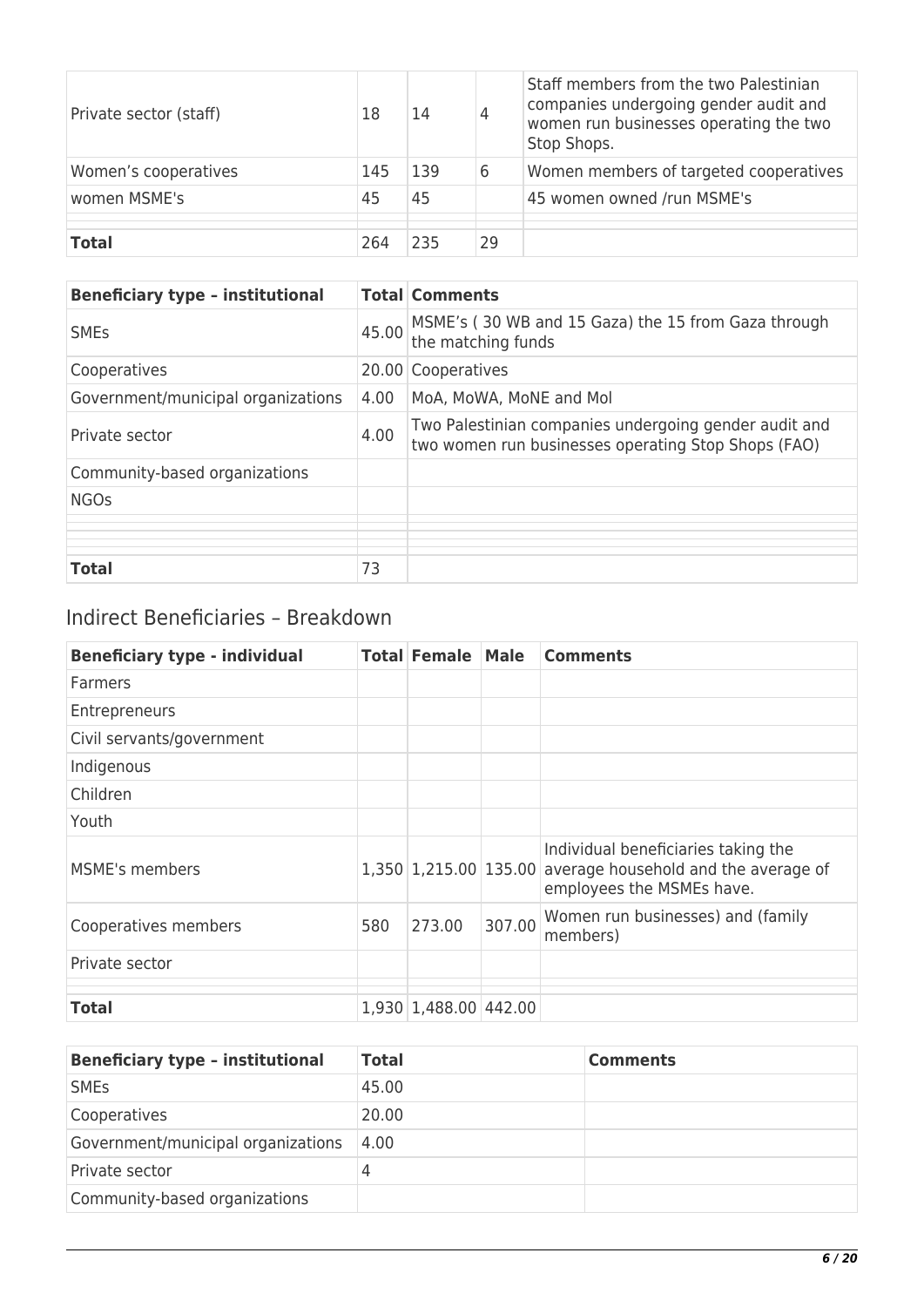| | | | | |
|---|---|---|---|---|
| Private sector (staff) | 18 | 14 | 4 | Staff members from the two Palestinian companies undergoing gender audit and women run businesses operating the two Stop Shops. |
| Women's cooperatives | 145 | 139 | 6 | Women members of targeted cooperatives |
| women MSME's | 45 | 45 | | 45 women owned /run MSME's |
| | | | | |
| **Total** | 264 | 235 | 29 | |

| **Beneficiary type – institutional** | **Total** | **Comments** |
|---|---|---|
| SMEs | 45.00 | MSME's ( 30 WB and 15 Gaza) the 15 from Gaza through the matching funds |
| Cooperatives | 20.00 | Cooperatives |
| Government/municipal organizations | 4.00 | MoA, MoWA, MoNE and MoI |
| Private sector | 4.00 | Two Palestinian companies undergoing gender audit and two women run businesses operating Stop Shops (FAO) |
| Community-based organizations | | |
| NGOs | | |
| | | |
| | | |
| | | |
| **Total** | 73 | |

## Indirect Beneficiaries – Breakdown

| **Beneficiary type - individual** | **Total** | **Female** | **Male** | **Comments** |
|---|---|---|---|---|
| Farmers | | | | |
| Entrepreneurs | | | | |
| Civil servants/government | | | | |
| Indigenous | | | | |
| Children | | | | |
| Youth | | | | |
| MSME's members | 1,350 | 1,215.00 | 135.00 | Individual beneficiaries taking the average household and the average of employees the MSMEs have. |
| Cooperatives members | 580 | 273.00 | 307.00 | Women run businesses) and (family members) |
| Private sector | | | | |
| | | | | |
| **Total** | 1,930 | 1,488.00 | 442.00 | |

| **Beneficiary type – institutional** | **Total** | **Comments** |
|---|---|---|
| SMEs | 45.00 | |
| Cooperatives | 20.00 | |
| Government/municipal organizations | 4.00 | |
| Private sector | 4 | |
| Community-based organizations | | |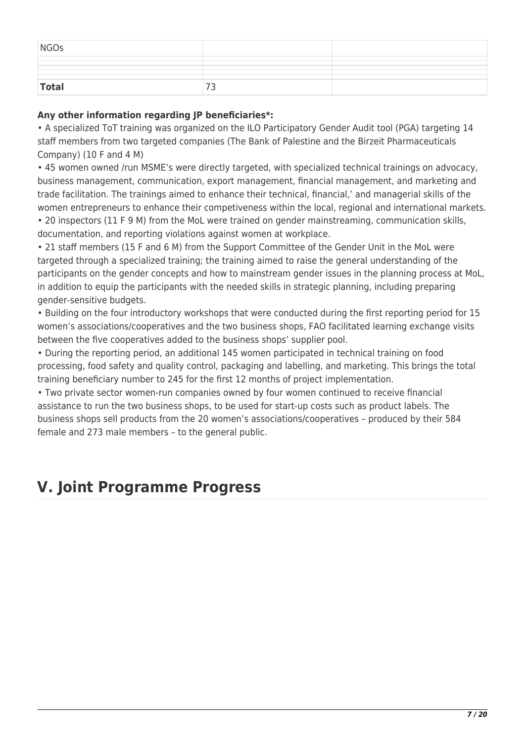| NGOs | | |
|---|---|---|
| | | |
| | | |
| | | |
| **Total** | 73 | |

**Any other information regarding JP beneficiaries*:**

• A specialized ToT training was organized on the ILO Participatory Gender Audit tool (PGA) targeting 14 staff members from two targeted companies (The Bank of Palestine and the Birzeit Pharmaceuticals Company) (10 F and 4 M)

• 45 women owned /run MSME's were directly targeted, with specialized technical trainings on advocacy, business management, communication, export management, financial management, and marketing and trade facilitation. The trainings aimed to enhance their technical, financial,' and managerial skills of the women entrepreneurs to enhance their competiveness within the local, regional and international markets.

• 20 inspectors (11 F 9 M) from the MoL were trained on gender mainstreaming, communication skills, documentation, and reporting violations against women at workplace.

• 21 staff members (15 F and 6 M) from the Support Committee of the Gender Unit in the MoL were targeted through a specialized training; the training aimed to raise the general understanding of the participants on the gender concepts and how to mainstream gender issues in the planning process at MoL, in addition to equip the participants with the needed skills in strategic planning, including preparing gender-sensitive budgets.

• Building on the four introductory workshops that were conducted during the first reporting period for 15 women's associations/cooperatives and the two business shops, FAO facilitated learning exchange visits between the five cooperatives added to the business shops' supplier pool.

• During the reporting period, an additional 145 women participated in technical training on food processing, food safety and quality control, packaging and labelling, and marketing. This brings the total training beneficiary number to 245 for the first 12 months of project implementation.

• Two private sector women-run companies owned by four women continued to receive financial assistance to run the two business shops, to be used for start-up costs such as product labels. The business shops sell products from the 20 women's associations/cooperatives – produced by their 584 female and 273 male members – to the general public.

# V. Joint Programme Progress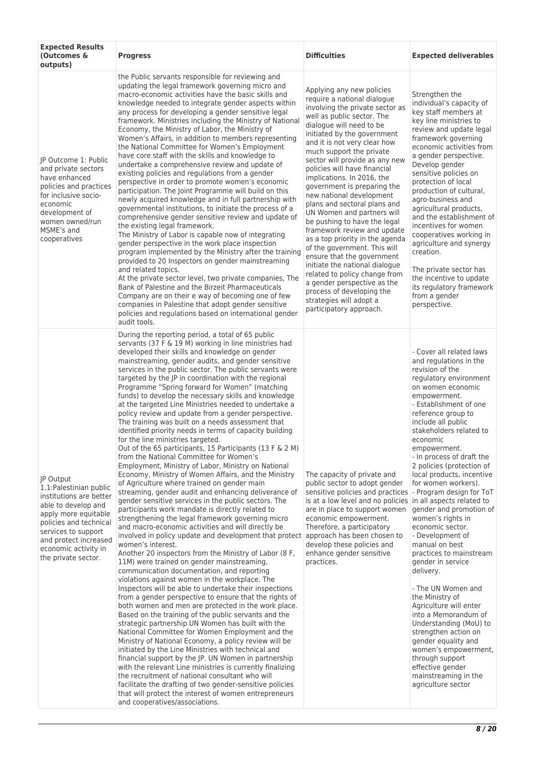| Expected Results (Outcomes & outputs) | Progress | Difficulties | Expected deliverables |
|---|---|---|---|
| JP Outcome 1: Public and private sectors have enhanced policies and practices for inclusive socio-economic development of women owned/run MSME's and cooperatives | the Public servants responsible for reviewing and updating the legal framework governing micro and macro-economic activities have the basic skills and knowledge needed to integrate gender aspects within any process for developing a gender sensitive legal framework. Ministries including the Ministry of National Economy, the Ministry of Labor, the Ministry of Women's Affairs, in addition to members representing the National Committee for Women's Employment have core staff with the skills and knowledge to undertake a comprehensive review and update of existing policies and regulations from a gender perspective in order to promote women's economic participation. The Joint Programme will build on this newly acquired knowledge and in full partnership with governmental institutions, to initiate the process of a comprehensive gender sensitive review and update of the existing legal framework.<br>The Ministry of Labor is capable now of integrating gender perspective in the work place inspection program implemented by the Ministry after the training provided to 20 Inspectors on gender mainstreaming and related topics.<br>At the private sector level, two private companies, The Bank of Palestine and the Birzeit Pharmaceuticals Company are on thei e way of becoming one of few companies in Palestine that adopt gender sensitive policies and regulations based on international gender audit tools. | Applying any new policies require a national dialogue involving the private sector as well as public sector. The dialogue will need to be initiated by the government and it is not very clear how much support the private sector will provide as any new policies will have financial implications. In 2016, the government is preparing the new national development plans and sectoral plans and UN Women and partners will be pushing to have the legal framework review and update as a top priority in the agenda of the government. This will ensure that the government initiate the national dialogue related to policy change from a gender perspective as the process of developing the strategies will adopt a participatory approach. | Strengthen the individual's capacity of key staff members at key line ministries to review and update legal framework governing economic activities from a gender perspective. Develop gender sensitive policies on protection of local production of cultural, agro-business and agricultural products, and the establishment of incentives for women cooperatives working in agriculture and synergy creation.<br><br>The private sector has the incentive to update its regulatory framework from a gender perspective. |
| JP Output 1.1:Palestinian public institutions are better able to develop and apply more equitable policies and technical services to support and protect increased economic activity in the private sector. | During the reporting period, a total of 65 public servants (37 F & 19 M) working in line ministries had developed their skills and knowledge on gender mainstreaming, gender audits, and gender sensitive services in the public sector. The public servants were targeted by the JP in coordination with the regional Programme "Spring forward for Women" (matching funds) to develop the necessary skills and knowledge at the targeted Line Ministries needed to undertake a policy review and update from a gender perspective. The training was built on a needs assessment that identified priority needs in terms of capacity building for the line ministries targeted.<br>Out of the 65 participants, 15 Participants (13 F & 2 M) from the National Committee for Women's Employment, Ministry of Labor, Ministry on National Economy, Ministry of Women Affairs, and the Ministry of Agriculture where trained on gender main streaming, gender audit and enhancing deliverance of gender sensitive services in the public sectors. The participants work mandate is directly related to strengthening the legal framework governing micro and macro-economic activities and will directly be involved in policy update and development that protect women's interest.<br>Another 20 inspectors from the Ministry of Labor (8 F, 11M) were trained on gender mainstreaming, communication documentation, and reporting violations against women in the workplace. The Inspectors will be able to undertake their inspections from a gender perspective to ensure that the rights of both women and men are protected in the work place. Based on the training of the public servants and the strategic partnership UN Women has built with the National Committee for Women Employment and the Ministry of National Economy, a policy review will be initiated by the Line Ministries with technical and financial support by the JP. UN Women in partnership with the relevant Line ministries is currently finalizing the recruitment of national consultant who will facilitate the drafting of two gender-sensitive policies that will protect the interest of women entrepreneurs and cooperatives/associations. | The capacity of private and public sector to adopt gender sensitive policies and practices is at a low level and no policies are in place to support women economic empowerment. Therefore, a participatory approach has been chosen to develop these policies and enhance gender sensitive practices. | - Cover all related laws and regulations in the revision of the regulatory environment on women economic empowerment.<br>- Establishment of one reference group to include all public stakeholders related to economic empowerment.<br>- In process of draft the 2 policies (protection of local products, incentive for women workers).<br>- Program design for ToT in all aspects related to gender and promotion of women's rights in economic sector.<br>- Development of manual on best practices to mainstream gender in service delivery.<br><br>- The UN Women and the Ministry of Agriculture will enter into a Memorandum of Understanding (MoU) to strengthen action on gender equality and women's empowerment, through support effective gender mainstreaming in the agriculture sector |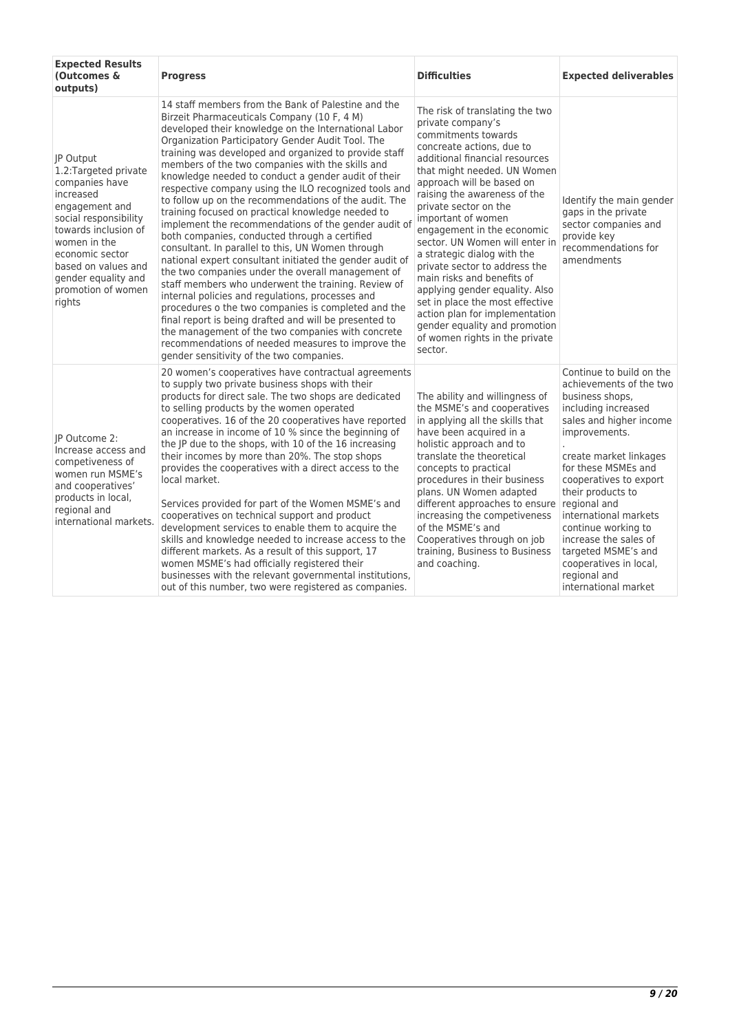| Expected Results (Outcomes & outputs) | Progress | Difficulties | Expected deliverables |
| --- | --- | --- | --- |
| JP Output 1.2:Targeted private companies have increased engagement and social responsibility towards inclusion of women in the economic sector based on values and gender equality and promotion of women rights | 14 staff members from the Bank of Palestine and the Birzeit Pharmaceuticals Company (10 F, 4 M) developed their knowledge on the International Labor Organization Participatory Gender Audit Tool. The training was developed and organized to provide staff members of the two companies with the skills and knowledge needed to conduct a gender audit of their respective company using the ILO recognized tools and to follow up on the recommendations of the audit. The training focused on practical knowledge needed to implement the recommendations of the gender audit of both companies, conducted through a certified consultant. In parallel to this, UN Women through national expert consultant initiated the gender audit of the two companies under the overall management of staff members who underwent the training. Review of internal policies and regulations, processes and procedures o the two companies is completed and the final report is being drafted and will be presented to the management of the two companies with concrete recommendations of needed measures to improve the gender sensitivity of the two companies. | The risk of translating the two private company's commitments towards concreate actions, due to additional financial resources that might needed. UN Women approach will be based on raising the awareness of the private sector on the important of women engagement in the economic sector. UN Women will enter in a strategic dialog with the private sector to address the main risks and benefits of applying gender equality. Also set in place the most effective action plan for implementation gender equality and promotion of women rights in the private sector. | Identify the main gender gaps in the private sector companies and provide key recommendations for amendments |
| JP Outcome 2: Increase access and competiveness of women run MSME's and cooperatives' products in local, regional and international markets. | 20 women's cooperatives have contractual agreements to supply two private business shops with their products for direct sale. The two shops are dedicated to selling products by the women operated cooperatives. 16 of the 20 cooperatives have reported an increase in income of 10 % since the beginning of the JP due to the shops, with 10 of the 16 increasing their incomes by more than 20%. The stop shops provides the cooperatives with a direct access to the local market.<br><br>Services provided for part of the Women MSME's and cooperatives on technical support and product development services to enable them to acquire the skills and knowledge needed to increase access to the different markets. As a result of this support, 17 women MSME's had officially registered their businesses with the relevant governmental institutions, out of this number, two were registered as companies. | The ability and willingness of the MSME's and cooperatives in applying all the skills that have been acquired in a holistic approach and to translate the theoretical concepts to practical procedures in their business plans. UN Women adapted different approaches to ensure increasing the competiveness of the MSME's and Cooperatives through on job training, Business to Business and coaching. | Continue to build on the achievements of the two business shops, including increased sales and higher income improvements.<br>.<br>create market linkages for these MSMEs and cooperatives to export their products to regional and international markets continue working to increase the sales of targeted MSME's and cooperatives in local, regional and international market |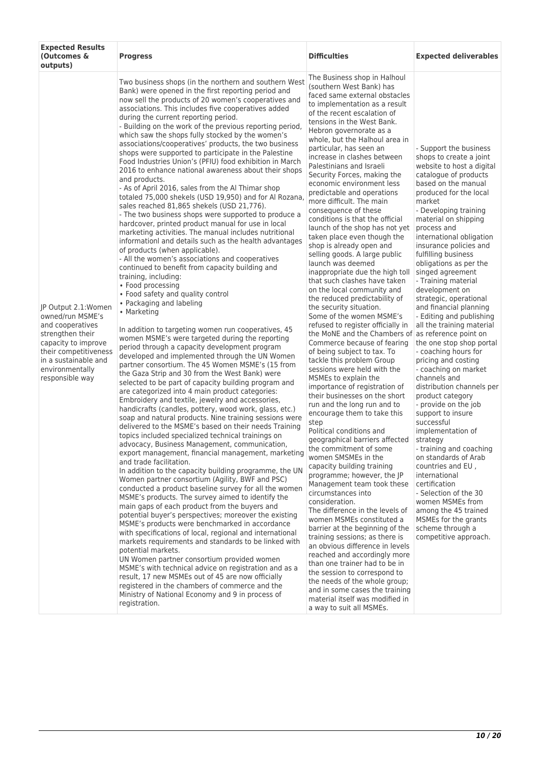| Expected Results (Outcomes & outputs) | Progress | Difficulties | Expected deliverables |
|---|---|---|---|
| JP Output 2.1:Women owned/run MSME's and cooperatives strengthen their capacity to improve their competitiveness in a sustainable and environmentally responsible way | Two business shops (in the northern and southern West Bank) were opened in the first reporting period and now sell the products of 20 women's cooperatives and associations. This includes five cooperatives added during the current reporting period.<br>- Building on the work of the previous reporting period, which saw the shops fully stocked by the women's associations/cooperatives' products, the two business shops were supported to participate in the Palestine Food Industries Union's (PFIU) food exhibition in March 2016 to enhance national awareness about their shops and products.<br>- As of April 2016, sales from the Al Thimar shop totaled 75,000 shekels (USD 19,950) and for Al Rozana, sales reached 81,865 shekels (USD 21,776).<br>- The two business shops were supported to produce a hardcover, printed product manual for use in local marketing activities. The manual includes nutritional informationl and details such as the health advantages of products (when applicable).<br>- All the women's associations and cooperatives continued to benefit from capacity building and training, including:<br>• Food processing<br>• Food safety and quality control<br>• Packaging and labeling<br>• Marketing<br><br>In addition to targeting women run cooperatives, 45 women MSME's were targeted during the reporting period through a capacity development program developed and implemented through the UN Women partner consortium. The 45 Women MSME's (15 from the Gaza Strip and 30 from the West Bank) were selected to be part of capacity building program and are categorized into 4 main product categories: Embroidery and textile, jewelry and accessories, handicrafts (candles, pottery, wood work, glass, etc.) soap and natural products. Nine training sessions were delivered to the MSME's based on their needs Training topics included specialized technical trainings on advocacy, Business Management, communication, export management, financial management, marketing and trade facilitation.<br>In addition to the capacity building programme, the UN Women partner consortium (Agility, BWF and PSC) conducted a product baseline survey for all the women MSME's products. The survey aimed to identify the main gaps of each product from the buyers and potential buyer's perspectives; moreover the existing MSME's products were benchmarked in accordance with specifications of local, regional and international markets requirements and standards to be linked with potential markets.<br>UN Women partner consortium provided women MSME's with technical advice on registration and as a result, 17 new MSMEs out of 45 are now officially registered in the chambers of commerce and the Ministry of National Economy and 9 in process of registration. | The Business shop in Halhoul (southern West Bank) has faced same external obstacles to implementation as a result of the recent escalation of tensions in the West Bank. Hebron governorate as a whole, but the Halhoul area in particular, has seen an increase in clashes between Palestinians and Israeli Security Forces, making the economic environment less predictable and operations more difficult. The main consequence of these conditions is that the official launch of the shop has not yet taken place even though the shop is already open and selling goods. A large public launch was deemed inappropriate due the high toll that such clashes have taken on the local community and the reduced predictability of the security situation.<br>Some of the women MSME's refused to register officially in the MoNE and the Chambers of Commerce because of fearing of being subject to tax. To tackle this problem Group sessions were held with the MSMEs to explain the importance of registration of their businesses on the short run and the long run and to encourage them to take this step<br>Political conditions and geographical barriers affected the commitment of some women SMSMEs in the capacity building training programme; however, the JP Management team took these circumstances into consideration.<br>The difference in the levels of women MSMEs constituted a barrier at the beginning of the training sessions; as there is an obvious difference in levels reached and accordingly more than one trainer had to be in the session to correspond to the needs of the whole group; and in some cases the training material itself was modified in a way to suit all MSMEs. | - Support the business shops to create a joint website to host a digital catalogue of products based on the manual produced for the local market<br>- Developing training material on shipping process and international obligation insurance policies and fulfilling business obligations as per the singed agreement<br>- Training material development on strategic, operational and financial planning<br>- Editing and publishing all the training material as reference point on the one stop shop portal<br>- coaching hours for pricing and costing<br>- coaching on market channels and distribution channels per product category<br>- provide on the job support to insure successful implementation of strategy<br>- training and coaching on standards of Arab countries and EU , international certification<br>- Selection of the 30 women MSMEs from among the 45 trained MSMEs for the grants scheme through a competitive approach. |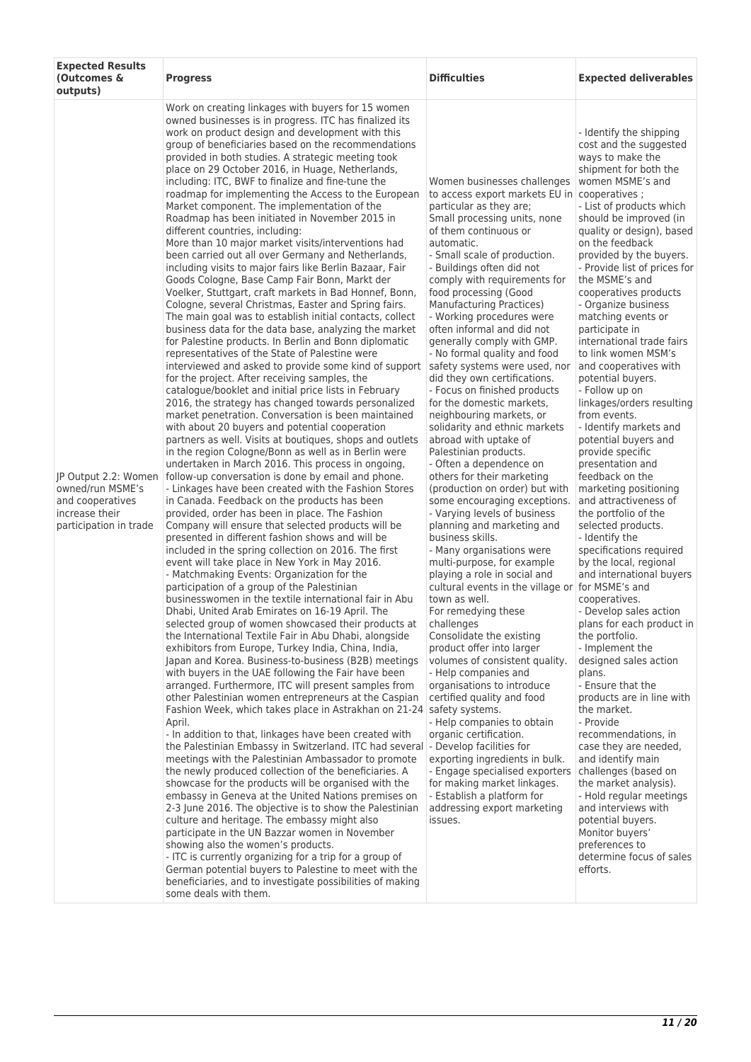| Expected Results (Outcomes & outputs) | Progress | Difficulties | Expected deliverables |
|---|---|---|---|
| JP Output 2.2: Women owned/run MSME's and cooperatives increase their participation in trade | Work on creating linkages with buyers for 15 women owned businesses is in progress. ITC has finalized its work on product design and development with this group of beneficiaries based on the recommendations provided in both studies. A strategic meeting took place on 29 October 2016, in Huage, Netherlands, including: ITC, BWF to finalize and fine-tune the roadmap for implementing the Access to the European Market component. The implementation of the Roadmap has been initiated in November 2015 in different countries, including:<br>More than 10 major market visits/interventions had been carried out all over Germany and Netherlands, including visits to major fairs like Berlin Bazaar, Fair Goods Cologne, Base Camp Fair Bonn, Markt der Voelker, Stuttgart, craft markets in Bad Honnef, Bonn, Cologne, several Christmas, Easter and Spring fairs. The main goal was to establish initial contacts, collect business data for the data base, analyzing the market for Palestine products. In Berlin and Bonn diplomatic representatives of the State of Palestine were interviewed and asked to provide some kind of support for the project. After receiving samples, the catalogue/booklet and initial price lists in February 2016, the strategy has changed towards personalized market penetration. Conversation is been maintained with about 20 buyers and potential cooperation partners as well. Visits at boutiques, shops and outlets in the region Cologne/Bonn as well as in Berlin were undertaken in March 2016. This process in ongoing, follow-up conversation is done by email and phone.<br>- Linkages have been created with the Fashion Stores in Canada. Feedback on the products has been provided, order has been in place. The Fashion Company will ensure that selected products will be presented in different fashion shows and will be included in the spring collection on 2016. The first event will take place in New York in May 2016.<br>- Matchmaking Events: Organization for the participation of a group of the Palestinian businesswomen in the textile international fair in Abu Dhabi, United Arab Emirates on 16-19 April. The selected group of women showcased their products at the International Textile Fair in Abu Dhabi, alongside exhibitors from Europe, Turkey India, China, India, Japan and Korea. Business-to-business (B2B) meetings with buyers in the UAE following the Fair have been arranged. Furthermore, ITC will present samples from other Palestinian women entrepreneurs at the Caspian Fashion Week, which takes place in Astrakhan on 21-24 April.<br>- In addition to that, linkages have been created with the Palestinian Embassy in Switzerland. ITC had several meetings with the Palestinian Ambassador to promote the newly produced collection of the beneficiaries. A showcase for the products will be organised with the embassy in Geneva at the United Nations premises on 2-3 June 2016. The objective is to show the Palestinian culture and heritage. The embassy might also participate in the UN Bazzar women in November showing also the women's products.<br>- ITC is currently organizing for a trip for a group of German potential buyers to Palestine to meet with the beneficiaries, and to investigate possibilities of making some deals with them. | Women businesses challenges to access export markets EU in particular as they are;<br>Small processing units, none of them continuous or automatic.<br>- Small scale of production.<br>- Buildings often did not comply with requirements for food processing (Good Manufacturing Practices)<br>- Working procedures were often informal and did not generally comply with GMP.<br>- No formal quality and food safety systems were used, nor did they own certifications.<br>- Focus on finished products for the domestic markets, neighbouring markets, or solidarity and ethnic markets abroad with uptake of Palestinian products.<br>- Often a dependence on others for their marketing (production on order) but with some encouraging exceptions.<br>- Varying levels of business planning and marketing and business skills.<br>- Many organisations were multi-purpose, for example playing a role in social and cultural events in the village or town as well.<br>For remedying these challenges<br>Consolidate the existing product offer into larger volumes of consistent quality.<br>- Help companies and organisations to introduce certified quality and food safety systems.<br>- Help companies to obtain organic certification.<br>- Develop facilities for exporting ingredients in bulk.<br>- Engage specialised exporters for making market linkages.<br>- Establish a platform for addressing export marketing issues. | - Identify the shipping cost and the suggested ways to make the shipment for both the women MSME's and cooperatives ;<br>- List of products which should be improved (in quality or design), based on the feedback provided by the buyers.<br>- Provide list of prices for the MSME's and cooperatives products<br>- Organize business matching events or participate in international trade fairs to link women MSM's and cooperatives with potential buyers.<br>- Follow up on linkages/orders resulting from events.<br>- Identify markets and potential buyers and provide specific presentation and feedback on the marketing positioning and attractiveness of the portfolio of the selected products.<br>- Identify the specifications required by the local, regional and international buyers for MSME's and cooperatives.<br>- Develop sales action plans for each product in the portfolio.<br>- Implement the designed sales action plans.<br>- Ensure that the products are in line with the market.<br>- Provide recommendations, in case they are needed, and identify main challenges (based on the market analysis).<br>- Hold regular meetings and interviews with potential buyers. Monitor buyers' preferences to determine focus of sales efforts. |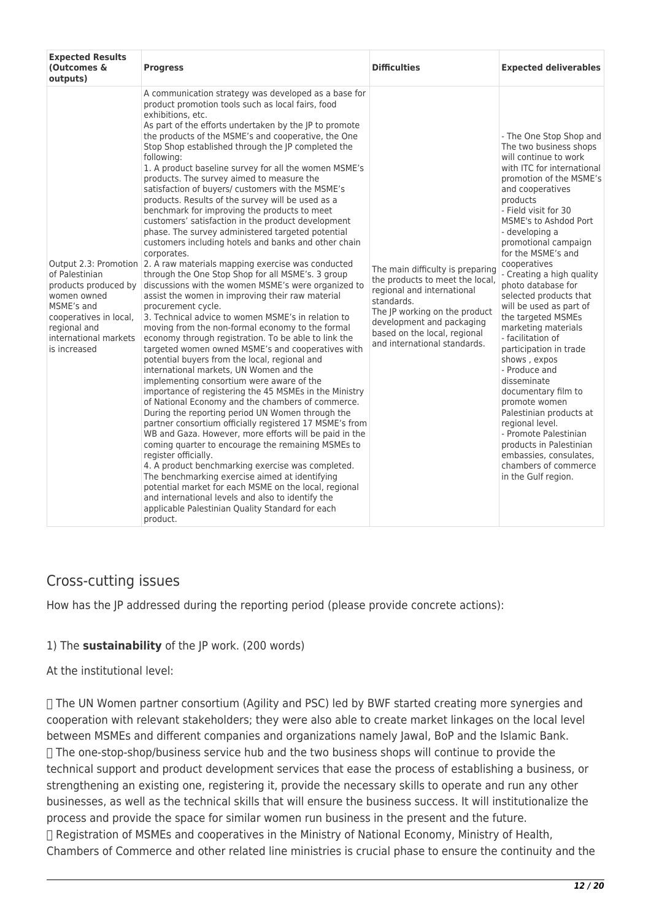| Expected Results (Outcomes & outputs) | Progress | Difficulties | Expected deliverables |
| --- | --- | --- | --- |
| Output 2.3: Promotion of Palestinian products produced by women owned MSME's and cooperatives in local, regional and international markets is increased | A communication strategy was developed as a base for product promotion tools such as local fairs, food exhibitions, etc.<br>As part of the efforts undertaken by the JP to promote the products of the MSME's and cooperative, the One Stop Shop established through the JP completed the following:<br>1. A product baseline survey for all the women MSME's products. The survey aimed to measure the satisfaction of buyers/ customers with the MSME's products. Results of the survey will be used as a benchmark for improving the products to meet customers' satisfaction in the product development phase. The survey administered targeted potential customers including hotels and banks and other chain corporates.<br>2. A raw materials mapping exercise was conducted through the One Stop Shop for all MSME's. 3 group discussions with the women MSME's were organized to assist the women in improving their raw material procurement cycle.<br>3. Technical advice to women MSME's in relation to moving from the non-formal economy to the formal economy through registration. To be able to link the targeted women owned MSME's and cooperatives with potential buyers from the local, regional and international markets, UN Women and the implementing consortium were aware of the importance of registering the 45 MSMEs in the Ministry of National Economy and the chambers of commerce. During the reporting period UN Women through the partner consortium officially registered 17 MSME's from WB and Gaza. However, more efforts will be paid in the coming quarter to encourage the remaining MSMEs to register officially.<br>4. A product benchmarking exercise was completed. The benchmarking exercise aimed at identifying potential market for each MSME on the local, regional and international levels and also to identify the applicable Palestinian Quality Standard for each product. | The main difficulty is preparing the products to meet the local, regional and international standards.<br>The JP working on the product development and packaging based on the local, regional and international standards. | - The One Stop Shop and The two business shops will continue to work with ITC for international promotion of the MSME's and cooperatives products<br>- Field visit for 30 MSME's to Ashdod Port<br>- developing a promotional campaign for the MSME's and cooperatives<br>- Creating a high quality photo database for selected products that will be used as part of the targeted MSMEs marketing materials<br>- facilitation of participation in trade shows , expos<br>- Produce and disseminate documentary film to promote women Palestinian products at regional level.<br>- Promote Palestinian products in Palestinian embassies, consulates, chambers of commerce in the Gulf region. |

## Cross-cutting issues

How has the JP addressed during the reporting period (please provide concrete actions):

1) The **sustainability** of the JP work. (200 words)

At the institutional level:

- The UN Women partner consortium (Agility and PSC) led by BWF started creating more synergies and cooperation with relevant stakeholders; they were also able to create market linkages on the local level between MSMEs and different companies and organizations namely Jawal, BoP and the Islamic Bank.
- The one-stop-shop/business service hub and the two business shops will continue to provide the technical support and product development services that ease the process of establishing a business, or strengthening an existing one, registering it, provide the necessary skills to operate and run any other businesses, as well as the technical skills that will ensure the business success. It will institutionalize the process and provide the space for similar women run business in the present and the future.
- Registration of MSMEs and cooperatives in the Ministry of National Economy, Ministry of Health, Chambers of Commerce and other related line ministries is crucial phase to ensure the continuity and the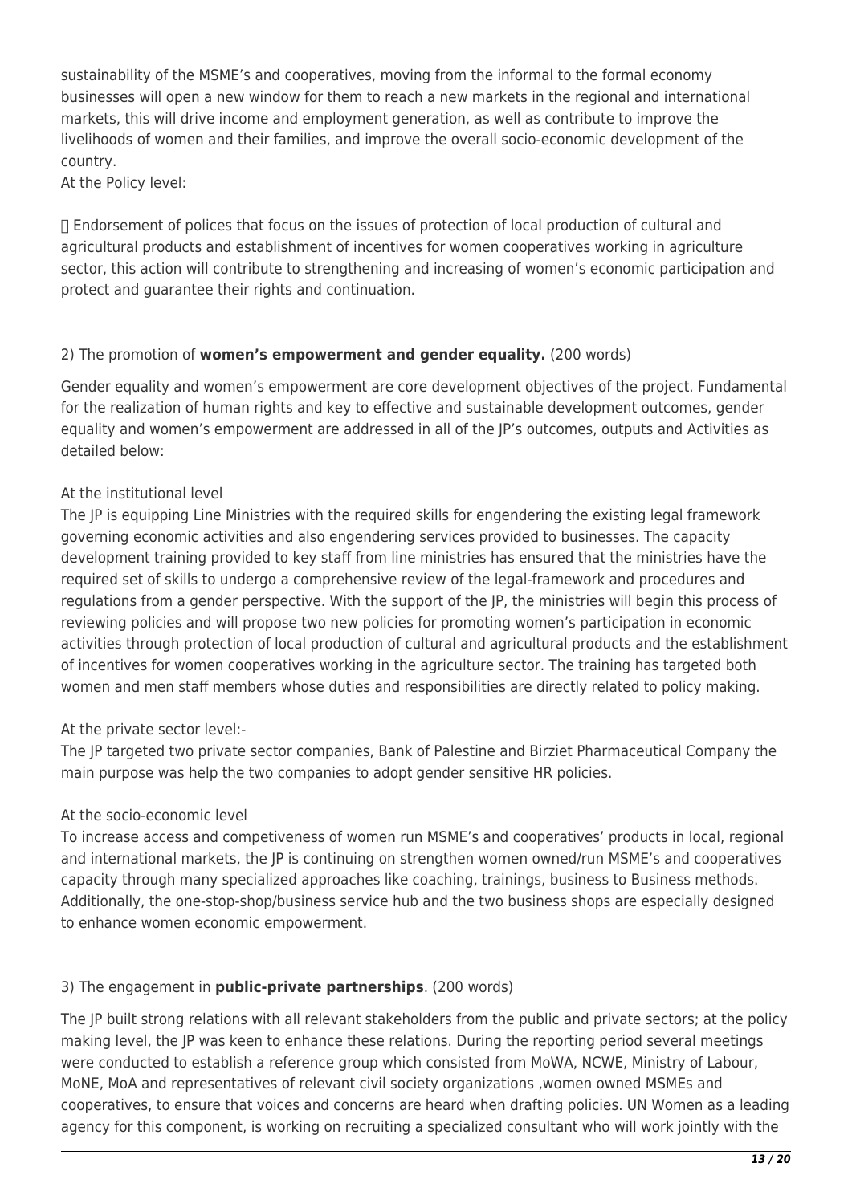sustainability of the MSME's and cooperatives, moving from the informal to the formal economy businesses will open a new window for them to reach a new markets in the regional and international markets, this will drive income and employment generation, as well as contribute to improve the livelihoods of women and their families, and improve the overall socio-economic development of the country.

At the Policy level:

- Endorsement of polices that focus on the issues of protection of local production of cultural and agricultural products and establishment of incentives for women cooperatives working in agriculture sector, this action will contribute to strengthening and increasing of women's economic participation and protect and guarantee their rights and continuation.

2) The promotion of **women's empowerment and gender equality.** (200 words)

Gender equality and women's empowerment are core development objectives of the project. Fundamental for the realization of human rights and key to effective and sustainable development outcomes, gender equality and women's empowerment are addressed in all of the JP's outcomes, outputs and Activities as detailed below:

At the institutional level

The JP is equipping Line Ministries with the required skills for engendering the existing legal framework governing economic activities and also engendering services provided to businesses. The capacity development training provided to key staff from line ministries has ensured that the ministries have the required set of skills to undergo a comprehensive review of the legal-framework and procedures and regulations from a gender perspective. With the support of the JP, the ministries will begin this process of reviewing policies and will propose two new policies for promoting women's participation in economic activities through protection of local production of cultural and agricultural products and the establishment of incentives for women cooperatives working in the agriculture sector. The training has targeted both women and men staff members whose duties and responsibilities are directly related to policy making.

At the private sector level:-

The JP targeted two private sector companies, Bank of Palestine and Birziet Pharmaceutical Company the main purpose was help the two companies to adopt gender sensitive HR policies.

At the socio-economic level

To increase access and competiveness of women run MSME's and cooperatives' products in local, regional and international markets, the JP is continuing on strengthen women owned/run MSME's and cooperatives capacity through many specialized approaches like coaching, trainings, business to Business methods. Additionally, the one-stop-shop/business service hub and the two business shops are especially designed to enhance women economic empowerment.

3) The engagement in **public-private partnerships**. (200 words)

The JP built strong relations with all relevant stakeholders from the public and private sectors; at the policy making level, the JP was keen to enhance these relations. During the reporting period several meetings were conducted to establish a reference group which consisted from MoWA, NCWE, Ministry of Labour, MoNE, MoA and representatives of relevant civil society organizations ,women owned MSMEs and cooperatives, to ensure that voices and concerns are heard when drafting policies. UN Women as a leading agency for this component, is working on recruiting a specialized consultant who will work jointly with the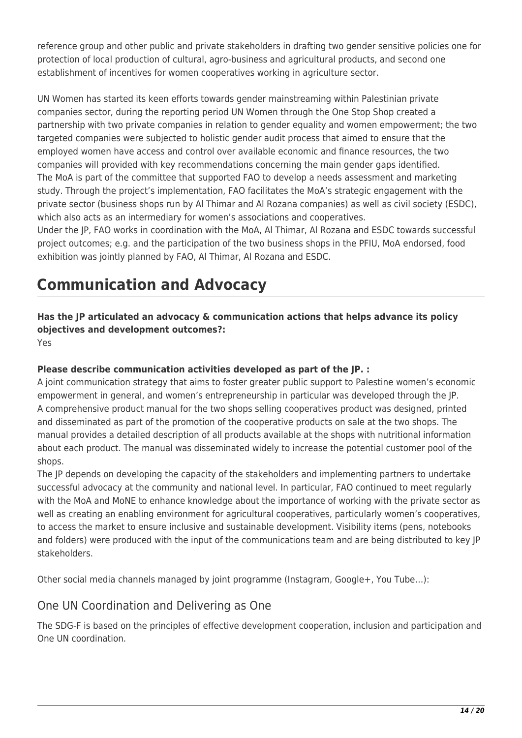reference group and other public and private stakeholders in drafting two gender sensitive policies one for protection of local production of cultural, agro-business and agricultural products, and second one establishment of incentives for women cooperatives working in agriculture sector.

UN Women has started its keen efforts towards gender mainstreaming within Palestinian private companies sector, during the reporting period UN Women through the One Stop Shop created a partnership with two private companies in relation to gender equality and women empowerment; the two targeted companies were subjected to holistic gender audit process that aimed to ensure that the employed women have access and control over available economic and finance resources, the two companies will provided with key recommendations concerning the main gender gaps identified.
The MoA is part of the committee that supported FAO to develop a needs assessment and marketing study. Through the project's implementation, FAO facilitates the MoA's strategic engagement with the private sector (business shops run by Al Thimar and Al Rozana companies) as well as civil society (ESDC), which also acts as an intermediary for women's associations and cooperatives.
Under the JP, FAO works in coordination with the MoA, Al Thimar, Al Rozana and ESDC towards successful project outcomes; e.g. and the participation of the two business shops in the PFIU, MoA endorsed, food exhibition was jointly planned by FAO, Al Thimar, Al Rozana and ESDC.

# Communication and Advocacy

**Has the JP articulated an advocacy & communication actions that helps advance its policy objectives and development outcomes?:**
Yes

**Please describe communication activities developed as part of the JP. :**
A joint communication strategy that aims to foster greater public support to Palestine women's economic empowerment in general, and women's entrepreneurship in particular was developed through the JP.
A comprehensive product manual for the two shops selling cooperatives product was designed, printed and disseminated as part of the promotion of the cooperative products on sale at the two shops. The manual provides a detailed description of all products available at the shops with nutritional information about each product. The manual was disseminated widely to increase the potential customer pool of the shops.
The JP depends on developing the capacity of the stakeholders and implementing partners to undertake successful advocacy at the community and national level. In particular, FAO continued to meet regularly with the MoA and MoNE to enhance knowledge about the importance of working with the private sector as well as creating an enabling environment for agricultural cooperatives, particularly women's cooperatives, to access the market to ensure inclusive and sustainable development. Visibility items (pens, notebooks and folders) were produced with the input of the communications team and are being distributed to key JP stakeholders.

Other social media channels managed by joint programme (Instagram, Google+, You Tube…):

## One UN Coordination and Delivering as One

The SDG-F is based on the principles of effective development cooperation, inclusion and participation and One UN coordination.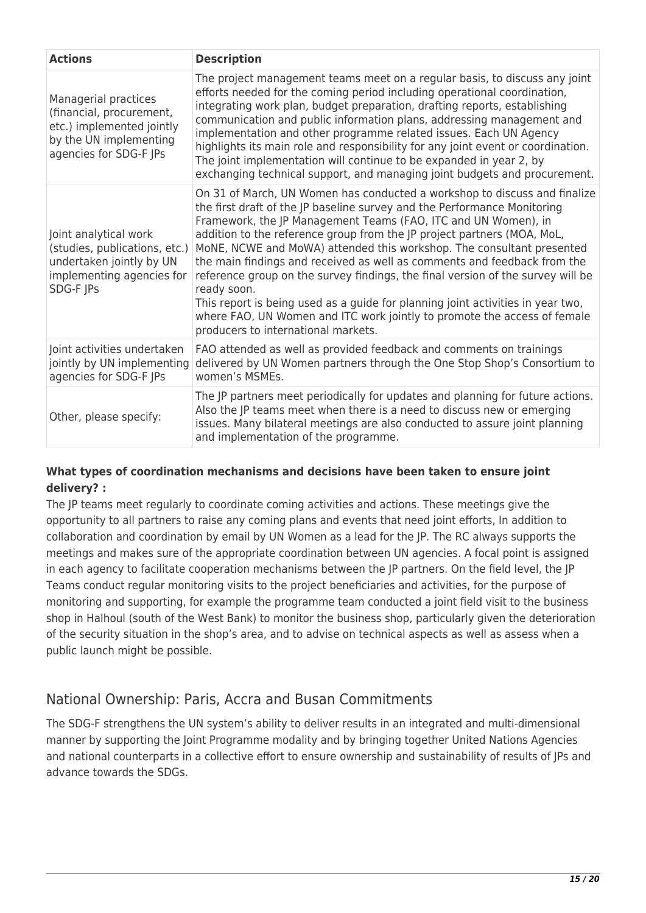| Actions | Description |
| --- | --- |
| Managerial practices (financial, procurement, etc.) implemented jointly by the UN implementing agencies for SDG-F JPs | The project management teams meet on a regular basis, to discuss any joint efforts needed for the coming period including operational coordination, integrating work plan, budget preparation, drafting reports, establishing communication and public information plans, addressing management and implementation and other programme related issues. Each UN Agency highlights its main role and responsibility for any joint event or coordination. The joint implementation will continue to be expanded in year 2, by exchanging technical support, and managing joint budgets and procurement. |
| Joint analytical work (studies, publications, etc.) undertaken jointly by UN implementing agencies for SDG-F JPs | On 31 of March, UN Women has conducted a workshop to discuss and finalize the first draft of the JP baseline survey and the Performance Monitoring Framework, the JP Management Teams (FAO, ITC and UN Women), in addition to the reference group from the JP project partners (MOA, MoL, MoNE, NCWE and MoWA) attended this workshop. The consultant presented the main findings and received as well as comments and feedback from the reference group on the survey findings, the final version of the survey will be ready soon.<br>This report is being used as a guide for planning joint activities in year two, where FAO, UN Women and ITC work jointly to promote the access of female producers to international markets. |
| Joint activities undertaken jointly by UN implementing agencies for SDG-F JPs | FAO attended as well as provided feedback and comments on trainings delivered by UN Women partners through the One Stop Shop's Consortium to women's MSMEs. |
| Other, please specify: | The JP partners meet periodically for updates and planning for future actions. Also the JP teams meet when there is a need to discuss new or emerging issues. Many bilateral meetings are also conducted to assure joint planning and implementation of the programme. |

**What types of coordination mechanisms and decisions have been taken to ensure joint delivery? :**

The JP teams meet regularly to coordinate coming activities and actions. These meetings give the opportunity to all partners to raise any coming plans and events that need joint efforts, In addition to collaboration and coordination by email by UN Women as a lead for the JP. The RC always supports the meetings and makes sure of the appropriate coordination between UN agencies. A focal point is assigned in each agency to facilitate cooperation mechanisms between the JP partners. On the field level, the JP Teams conduct regular monitoring visits to the project beneficiaries and activities, for the purpose of monitoring and supporting, for example the programme team conducted a joint field visit to the business shop in Halhoul (south of the West Bank) to monitor the business shop, particularly given the deterioration of the security situation in the shop's area, and to advise on technical aspects as well as assess when a public launch might be possible.

## National Ownership: Paris, Accra and Busan Commitments

The SDG-F strengthens the UN system's ability to deliver results in an integrated and multi-dimensional manner by supporting the Joint Programme modality and by bringing together United Nations Agencies and national counterparts in a collective effort to ensure ownership and sustainability of results of JPs and advance towards the SDGs.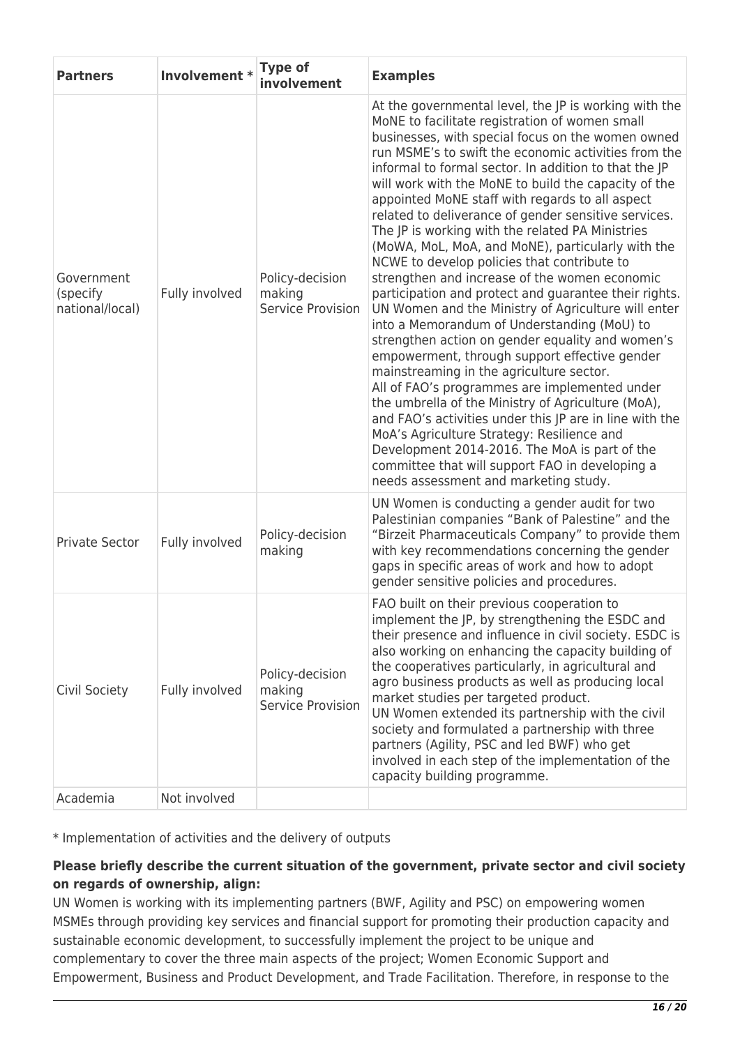| Partners | Involvement * | Type of involvement | Examples |
|---|---|---|---|
| Government (specify national/local) | Fully involved | Policy-decision making Service Provision | At the governmental level, the JP is working with the MoNE to facilitate registration of women small businesses, with special focus on the women owned run MSME's to swift the economic activities from the informal to formal sector. In addition to that the JP will work with the MoNE to build the capacity of the appointed MoNE staff with regards to all aspect related to deliverance of gender sensitive services. The JP is working with the related PA Ministries (MoWA, MoL, MoA, and MoNE), particularly with the NCWE to develop policies that contribute to strengthen and increase of the women economic participation and protect and guarantee their rights. UN Women and the Ministry of Agriculture will enter into a Memorandum of Understanding (MoU) to strengthen action on gender equality and women's empowerment, through support effective gender mainstreaming in the agriculture sector. All of FAO's programmes are implemented under the umbrella of the Ministry of Agriculture (MoA), and FAO's activities under this JP are in line with the MoA's Agriculture Strategy: Resilience and Development 2014-2016. The MoA is part of the committee that will support FAO in developing a needs assessment and marketing study. |
| Private Sector | Fully involved | Policy-decision making | UN Women is conducting a gender audit for two Palestinian companies "Bank of Palestine" and the "Birzeit Pharmaceuticals Company" to provide them with key recommendations concerning the gender gaps in specific areas of work and how to adopt gender sensitive policies and procedures. |
| Civil Society | Fully involved | Policy-decision making Service Provision | FAO built on their previous cooperation to implement the JP, by strengthening the ESDC and their presence and influence in civil society. ESDC is also working on enhancing the capacity building of the cooperatives particularly, in agricultural and agro business products as well as producing local market studies per targeted product. UN Women extended its partnership with the civil society and formulated a partnership with three partners (Agility, PSC and led BWF) who get involved in each step of the implementation of the capacity building programme. |
| Academia | Not involved | | |

* Implementation of activities and the delivery of outputs

**Please briefly describe the current situation of the government, private sector and civil society on regards of ownership, align:**

UN Women is working with its implementing partners (BWF, Agility and PSC) on empowering women MSMEs through providing key services and financial support for promoting their production capacity and sustainable economic development, to successfully implement the project to be unique and complementary to cover the three main aspects of the project; Women Economic Support and Empowerment, Business and Product Development, and Trade Facilitation. Therefore, in response to the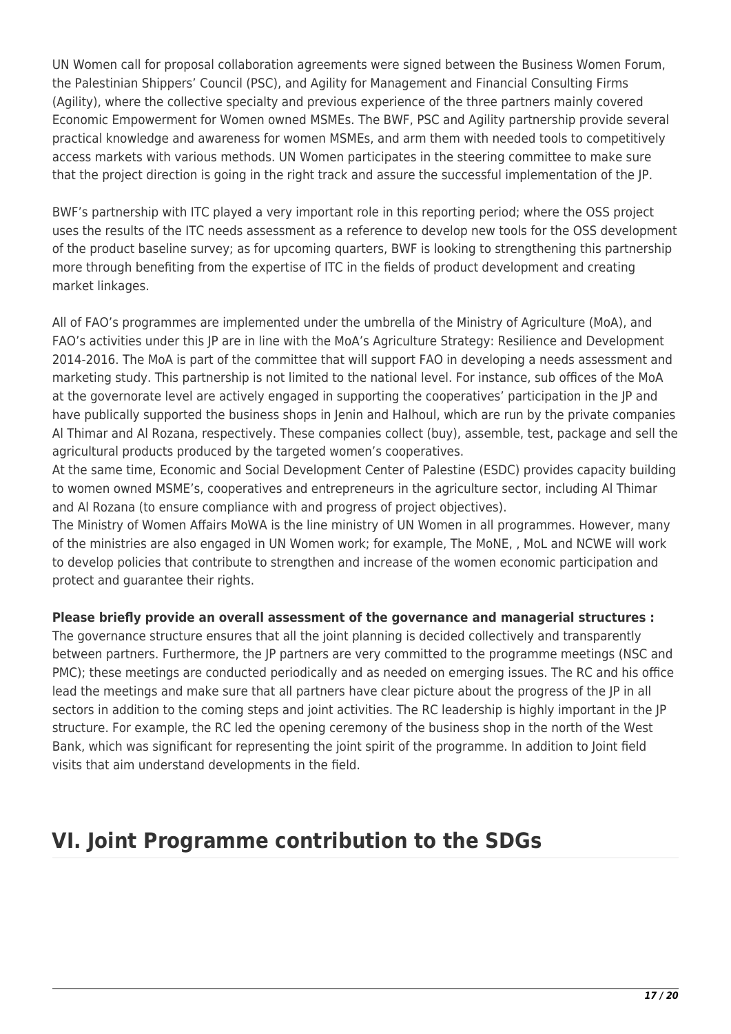UN Women call for proposal collaboration agreements were signed between the Business Women Forum, the Palestinian Shippers' Council (PSC), and Agility for Management and Financial Consulting Firms (Agility), where the collective specialty and previous experience of the three partners mainly covered Economic Empowerment for Women owned MSMEs. The BWF, PSC and Agility partnership provide several practical knowledge and awareness for women MSMEs, and arm them with needed tools to competitively access markets with various methods. UN Women participates in the steering committee to make sure that the project direction is going in the right track and assure the successful implementation of the JP.

BWF's partnership with ITC played a very important role in this reporting period; where the OSS project uses the results of the ITC needs assessment as a reference to develop new tools for the OSS development of the product baseline survey; as for upcoming quarters, BWF is looking to strengthening this partnership more through benefiting from the expertise of ITC in the fields of product development and creating market linkages.

All of FAO's programmes are implemented under the umbrella of the Ministry of Agriculture (MoA), and FAO's activities under this JP are in line with the MoA's Agriculture Strategy: Resilience and Development 2014-2016. The MoA is part of the committee that will support FAO in developing a needs assessment and marketing study. This partnership is not limited to the national level. For instance, sub offices of the MoA at the governorate level are actively engaged in supporting the cooperatives' participation in the JP and have publically supported the business shops in Jenin and Halhoul, which are run by the private companies Al Thimar and Al Rozana, respectively. These companies collect (buy), assemble, test, package and sell the agricultural products produced by the targeted women's cooperatives.
At the same time, Economic and Social Development Center of Palestine (ESDC) provides capacity building to women owned MSME's, cooperatives and entrepreneurs in the agriculture sector, including Al Thimar and Al Rozana (to ensure compliance with and progress of project objectives).
The Ministry of Women Affairs MoWA is the line ministry of UN Women in all programmes. However, many of the ministries are also engaged in UN Women work; for example, The MoNE, , MoL and NCWE will work to develop policies that contribute to strengthen and increase of the women economic participation and protect and guarantee their rights.

**Please briefly provide an overall assessment of the governance and managerial structures :**
The governance structure ensures that all the joint planning is decided collectively and transparently between partners. Furthermore, the JP partners are very committed to the programme meetings (NSC and PMC); these meetings are conducted periodically and as needed on emerging issues. The RC and his office lead the meetings and make sure that all partners have clear picture about the progress of the JP in all sectors in addition to the coming steps and joint activities. The RC leadership is highly important in the JP structure. For example, the RC led the opening ceremony of the business shop in the north of the West Bank, which was significant for representing the joint spirit of the programme. In addition to Joint field visits that aim understand developments in the field.

# VI. Joint Programme contribution to the SDGs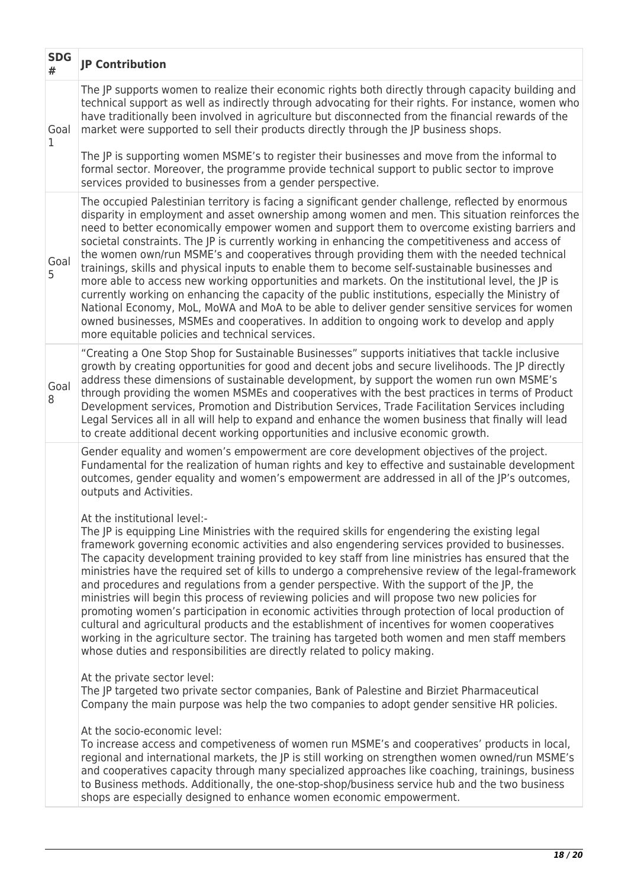| SDG # | JP Contribution |
| --- | --- |
| Goal 1 | The JP supports women to realize their economic rights both directly through capacity building and technical support as well as indirectly through advocating for their rights. For instance, women who have traditionally been involved in agriculture but disconnected from the financial rewards of the market were supported to sell their products directly through the JP business shops.<br><br>The JP is supporting women MSME's to register their businesses and move from the informal to formal sector. Moreover, the programme provide technical support to public sector to improve services provided to businesses from a gender perspective. |
| Goal 5 | The occupied Palestinian territory is facing a significant gender challenge, reflected by enormous disparity in employment and asset ownership among women and men. This situation reinforces the need to better economically empower women and support them to overcome existing barriers and societal constraints. The JP is currently working in enhancing the competitiveness and access of the women own/run MSME's and cooperatives through providing them with the needed technical trainings, skills and physical inputs to enable them to become self-sustainable businesses and more able to access new working opportunities and markets. On the institutional level, the JP is currently working on enhancing the capacity of the public institutions, especially the Ministry of National Economy, MoL, MoWA and MoA to be able to deliver gender sensitive services for women owned businesses, MSMEs and cooperatives. In addition to ongoing work to develop and apply more equitable policies and technical services. |
| Goal 8 | "Creating a One Stop Shop for Sustainable Businesses" supports initiatives that tackle inclusive growth by creating opportunities for good and decent jobs and secure livelihoods. The JP directly address these dimensions of sustainable development, by support the women run own MSME's through providing the women MSMEs and cooperatives with the best practices in terms of Product Development services, Promotion and Distribution Services, Trade Facilitation Services including Legal Services all in all will help to expand and enhance the women business that finally will lead to create additional decent working opportunities and inclusive economic growth. |
| | Gender equality and women's empowerment are core development objectives of the project. Fundamental for the realization of human rights and key to effective and sustainable development outcomes, gender equality and women's empowerment are addressed in all of the JP's outcomes, outputs and Activities.<br><br>At the institutional level:-<br>The JP is equipping Line Ministries with the required skills for engendering the existing legal framework governing economic activities and also engendering services provided to businesses. The capacity development training provided to key staff from line ministries has ensured that the ministries have the required set of kills to undergo a comprehensive review of the legal-framework and procedures and regulations from a gender perspective. With the support of the JP, the ministries will begin this process of reviewing policies and will propose two new policies for promoting women's participation in economic activities through protection of local production of cultural and agricultural products and the establishment of incentives for women cooperatives working in the agriculture sector. The training has targeted both women and men staff members whose duties and responsibilities are directly related to policy making.<br><br>At the private sector level:<br>The JP targeted two private sector companies, Bank of Palestine and Birziet Pharmaceutical Company the main purpose was help the two companies to adopt gender sensitive HR policies.<br><br>At the socio-economic level:<br>To increase access and competiveness of women run MSME's and cooperatives' products in local, regional and international markets, the JP is still working on strengthen women owned/run MSME's and cooperatives capacity through many specialized approaches like coaching, trainings, business to Business methods. Additionally, the one-stop-shop/business service hub and the two business shops are especially designed to enhance women economic empowerment. |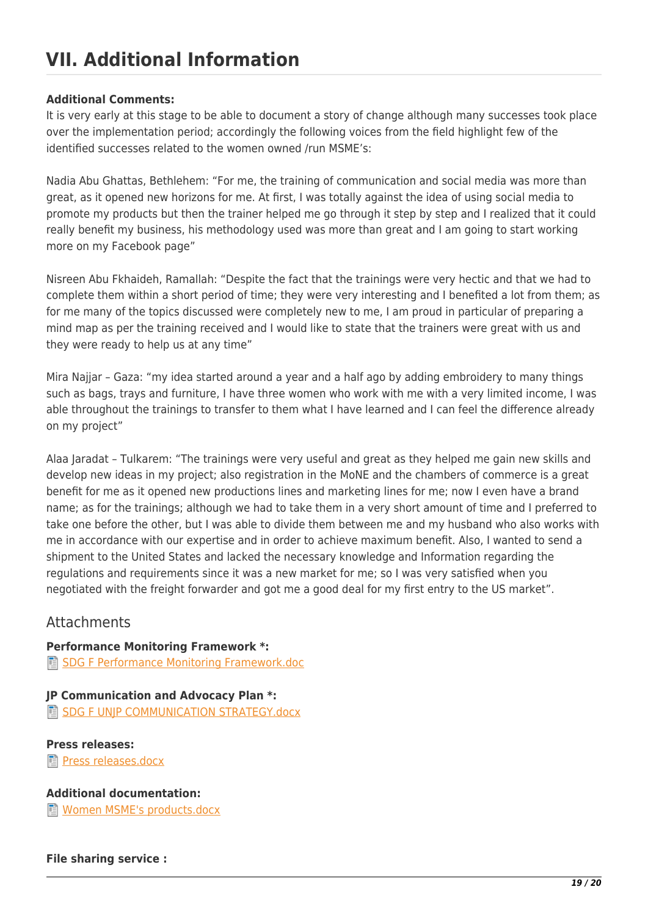# VII. Additional Information

**Additional Comments:**
It is very early at this stage to be able to document a story of change although many successes took place over the implementation period; accordingly the following voices from the field highlight few of the identified successes related to the women owned /run MSME's:

Nadia Abu Ghattas, Bethlehem: "For me, the training of communication and social media was more than great, as it opened new horizons for me. At first, I was totally against the idea of using social media to promote my products but then the trainer helped me go through it step by step and I realized that it could really benefit my business, his methodology used was more than great and I am going to start working more on my Facebook page"

Nisreen Abu Fkhaideh, Ramallah: "Despite the fact that the trainings were very hectic and that we had to complete them within a short period of time; they were very interesting and I benefited a lot from them; as for me many of the topics discussed were completely new to me, I am proud in particular of preparing a mind map as per the training received and I would like to state that the trainers were great with us and they were ready to help us at any time"

Mira Najjar – Gaza: "my idea started around a year and a half ago by adding embroidery to many things such as bags, trays and furniture, I have three women who work with me with a very limited income, I was able throughout the trainings to transfer to them what I have learned and I can feel the difference already on my project"

Alaa Jaradat – Tulkarem: "The trainings were very useful and great as they helped me gain new skills and develop new ideas in my project; also registration in the MoNE and the chambers of commerce is a great benefit for me as it opened new productions lines and marketing lines for me; now I even have a brand name; as for the trainings; although we had to take them in a very short amount of time and I preferred to take one before the other, but I was able to divide them between me and my husband who also works with me in accordance with our expertise and in order to achieve maximum benefit. Also, I wanted to send a shipment to the United States and lacked the necessary knowledge and Information regarding the regulations and requirements since it was a new market for me; so I was very satisfied when you negotiated with the freight forwarder and got me a good deal for my first entry to the US market".

## Attachments

**Performance Monitoring Framework \*:**
SDG F Performance Monitoring Framework.doc

**JP Communication and Advocacy Plan \*:**
SDG F UNJP COMMUNICATION STRATEGY.docx

**Press releases:**
Press releases.docx

**Additional documentation:**
Women MSME's products.docx

**File sharing service :**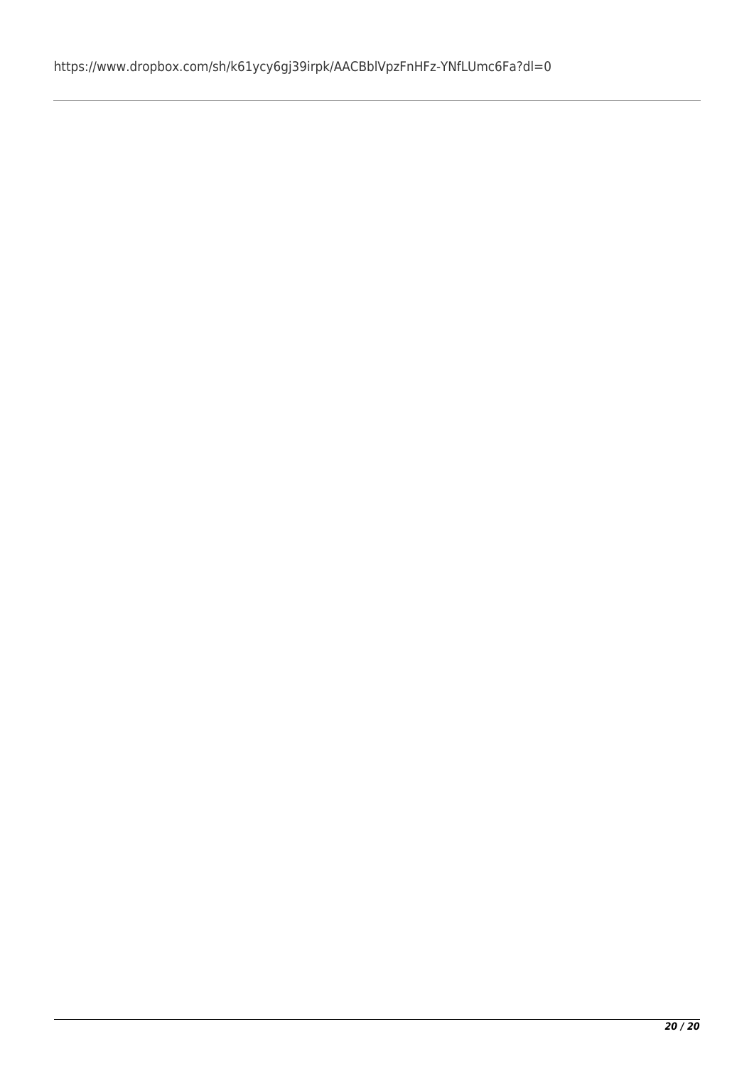https://www.dropbox.com/sh/k61ycy6gj39irpk/AACBblVpzFnHFz-YNfLUmc6Fa?dl=0